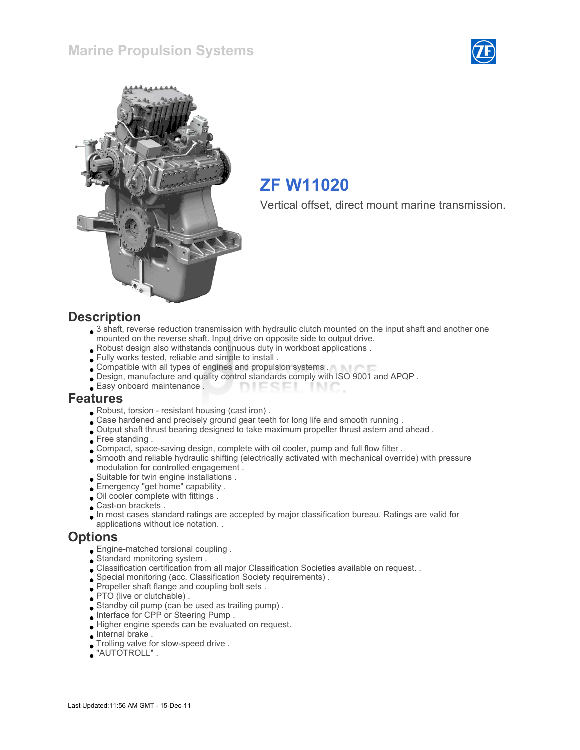# Marine Propulsion Systems

## ZF W11020

Vertical offset, direct mount marine transmission.

## Description

- 3 shaft, reverse reduction transmission with hydraulic clutch mounted on the input shaft and another one mounted on the reverse shaft. Input drive on opposite side to output drive.
- Robust design also withstands continuous duty in workboat applications .
- Fully works tested, reliable and simple to install .
- Compatible with all types of engines and propulsion systems .
- Design, manufacture and quality control standards comply with ISO 9001 and APQP .
- Easy onboard maintenance .

## Features

- Robust, torsion - resistant housing (cast iron) .
- Case hardened and precisely ground gear teeth for long life and smooth running .
- Output shaft thrust bearing designed to take maximum propeller thrust astern and ahead .
- Free standing .
- Compact, space-saving design, complete with oil cooler, pump and full flow filter .
- Smooth and reliable hydraulic shifting (electrically activated with mechanical override) with pressure modulation for controlled engagement .
- Suitable for twin engine installations .
- Emergency "get home" capability .
- Oil cooler complete with fittings .
- Cast-on brackets .
- In most cases standard ratings are accepted by major classification bureau. Ratings are valid for applications without ice notation. .

## Options

- Engine-matched torsional coupling .
- Standard monitoring system .
- Classification certification from all major Classification Societies available on request. .
- Special monitoring (acc. Classification Society requirements) .
- Propeller shaft flange and coupling bolt sets .
- PTO (live or clutchable) .
- Standby oil pump (can be used as trailing pump) .
- Interface for CPP or Steering Pump .
- Higher engine speeds can be evaluated on request.
- Internal brake .
- Trolling valve for slow-speed drive .
- "AUTOTROLL" .

Last Updated:11:56 AM GMT - 15-Dec-11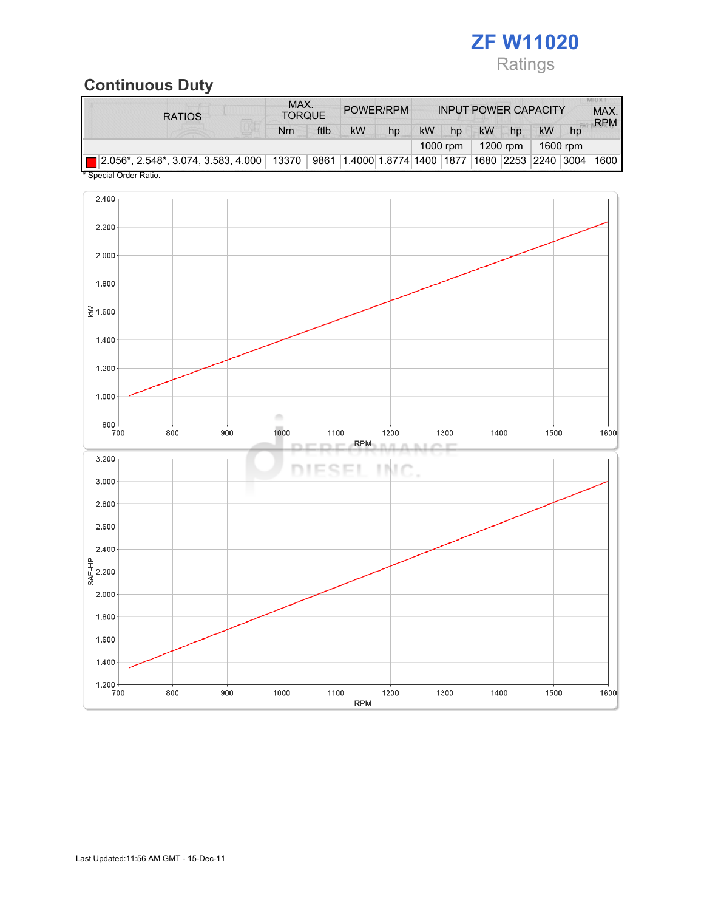# ZF W11020

Ratings

## Continuous Duty

| RATIOS | MAX. TORQUE | | POWER/RPM | | INPUT POWER CAPACITY | | | | | | MAX. RPM |
|---|---|---|---|---|---|---|---|---|---|---|---|
| | Nm | ftlb | kW | hp | kW | hp | kW | hp | kW | hp | |
| | | | | | 1000 rpm | | 1200 rpm | | 1600 rpm | | |
| 2.056*, 2.548*, 3.074, 3.583, 4.000 | 13370 | 9861 | 1.4000 | 1.8774 | 1400 | 1877 | 1680 | 2253 | 2240 | 3004 | 1600 |

\* Special Order Ratio.

Last Updated:11:56 AM GMT - 15-Dec-11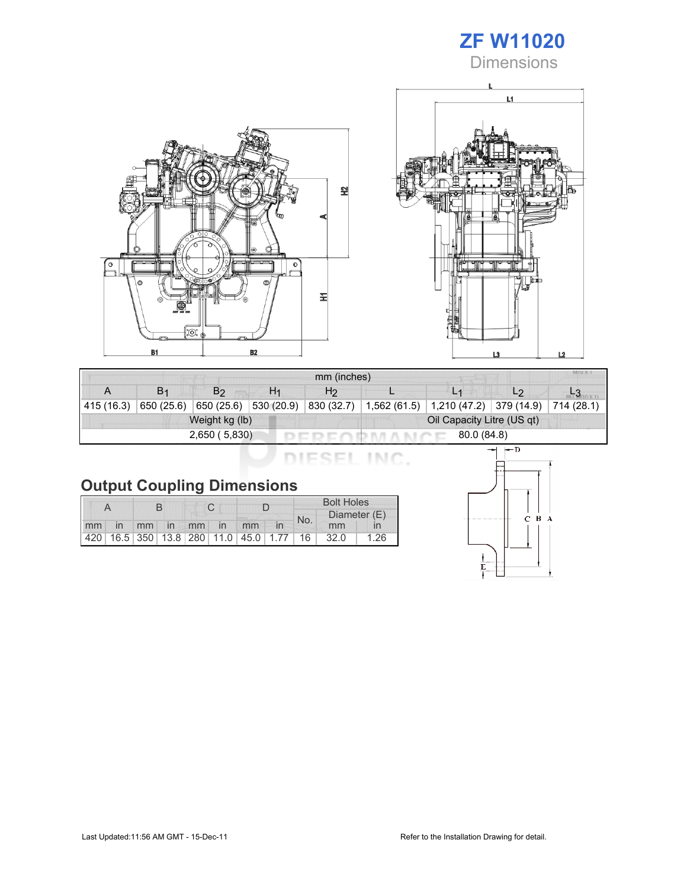# ZF W11020

## Dimensions

| mm (inches) | | | | | | | | |
|---|---|---|---|---|---|---|---|---|
| A | $B_1$ | $B_2$ | $H_1$ | $H_2$ | L | $L_1$ | $L_2$ | $L_3$ |
| 415 (16.3) | 650 (25.6) | 650 (25.6) | 530 (20.9) | 830 (32.7) | 1,562 (61.5) | 1,210 (47.2) | 379 (14.9) | 714 (28.1) |
| Weight kg (lb) | | | | | Oil Capacity Litre (US qt) | | | |
| 2,650 ( 5,830) | | | | | 80.0 (84.8) | | | |

## Output Coupling Dimensions

| A | | B | | C | | D | | Bolt Holes | | |
|---|---|---|---|---|---|---|---|---|---|---|
| | | | | | | | | No. | Diameter (E) | |
| mm | in | mm | in | mm | in | mm | in | | mm | in |
| 420 | 16.5 | 350 | 13.8 | 280 | 11.0 | 45.0 | 1.77 | 16 | 32.0 | 1.26 |

Last Updated:11:56 AM GMT - 15-Dec-11

Refer to the Installation Drawing for detail.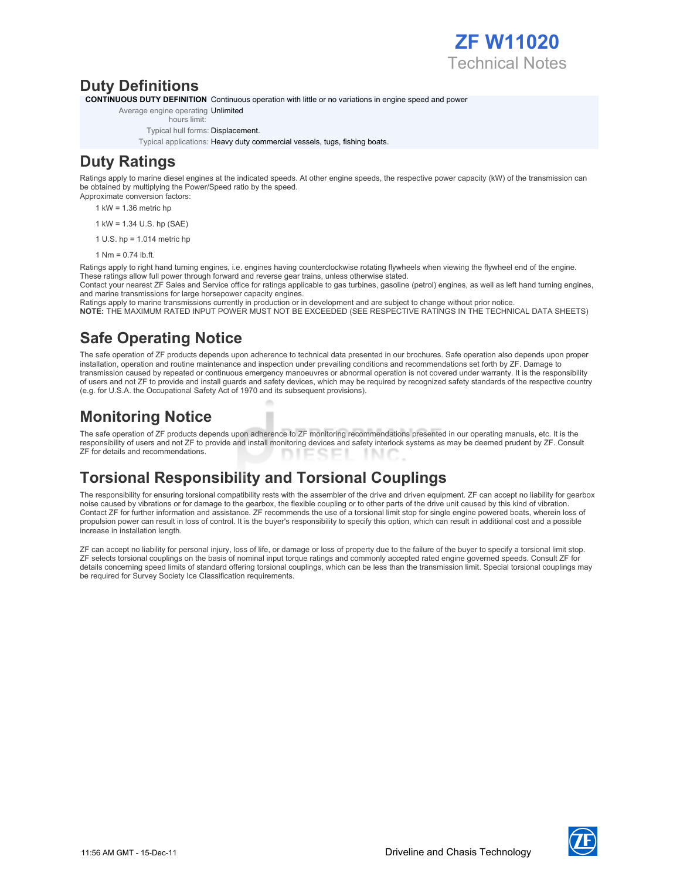# ZF W11020

## Technical Notes

## Duty Definitions

| | |
|---|---|
| **CONTINUOUS DUTY DEFINITION** | Continuous operation with little or no variations in engine speed and power |
| Average engine operating hours limit: | Unlimited |
| Typical hull forms: | Displacement. |
| Typical applications: | Heavy duty commercial vessels, tugs, fishing boats. |

## Duty Ratings

Ratings apply to marine diesel engines at the indicated speeds. At other engine speeds, the respective power capacity (kW) of the transmission can be obtained by multiplying the Power/Speed ratio by the speed.
Approximate conversion factors:

- 1 kW = 1.36 metric hp
- 1 kW = 1.34 U.S. hp (SAE)
- 1 U.S. hp = 1.014 metric hp
- 1 Nm = 0.74 lb.ft.

Ratings apply to right hand turning engines, i.e. engines having counterclockwise rotating flywheels when viewing the flywheel end of the engine. These ratings allow full power through forward and reverse gear trains, unless otherwise stated.
Contact your nearest ZF Sales and Service office for ratings applicable to gas turbines, gasoline (petrol) engines, as well as left hand turning engines, and marine transmissions for large horsepower capacity engines.
Ratings apply to marine transmissions currently in production or in development and are subject to change without prior notice.
**NOTE:** THE MAXIMUM RATED INPUT POWER MUST NOT BE EXCEEDED (SEE RESPECTIVE RATINGS IN THE TECHNICAL DATA SHEETS)

## Safe Operating Notice

The safe operation of ZF products depends upon adherence to technical data presented in our brochures. Safe operation also depends upon proper installation, operation and routine maintenance and inspection under prevailing conditions and recommendations set forth by ZF. Damage to transmission caused by repeated or continuous emergency manoeuvres or abnormal operation is not covered under warranty. It is the responsibility of users and not ZF to provide and install guards and safety devices, which may be required by recognized safety standards of the respective country (e.g. for U.S.A. the Occupational Safety Act of 1970 and its subsequent provisions).

## Monitoring Notice

The safe operation of ZF products depends upon adherence to ZF monitoring recommendations presented in our operating manuals, etc. It is the responsibility of users and not ZF to provide and install monitoring devices and safety interlock systems as may be deemed prudent by ZF. Consult ZF for details and recommendations.

## Torsional Responsibility and Torsional Couplings

The responsibility for ensuring torsional compatibility rests with the assembler of the drive and driven equipment. ZF can accept no liability for gearbox noise caused by vibrations or for damage to the gearbox, the flexible coupling or to other parts of the drive unit caused by this kind of vibration. Contact ZF for further information and assistance. ZF recommends the use of a torsional limit stop for single engine powered boats, wherein loss of propulsion power can result in loss of control. It is the buyer's responsibility to specify this option, which can result in additional cost and a possible increase in installation length.

ZF can accept no liability for personal injury, loss of life, or damage or loss of property due to the failure of the buyer to specify a torsional limit stop. ZF selects torsional couplings on the basis of nominal input torque ratings and commonly accepted rated engine governed speeds. Consult ZF for details concerning speed limits of standard offering torsional couplings, which can be less than the transmission limit. Special torsional couplings may be required for Survey Society Ice Classification requirements.